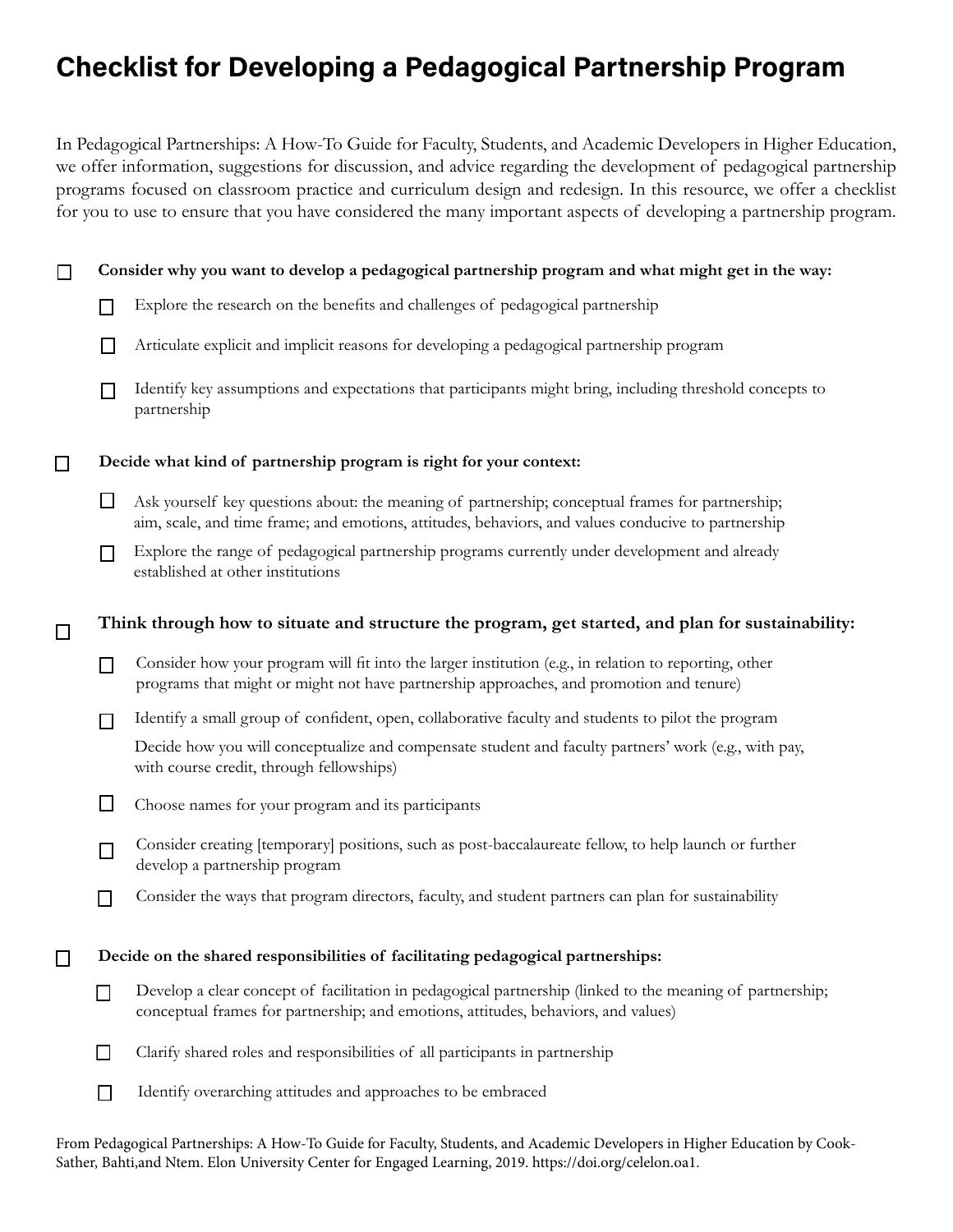# Checklist for Developing a Pedagogical Partnership Program

In Pedagogical Partnerships: A How-To Guide for Faculty, Students, and Academic Developers in Higher Education, we offer information, suggestions for discussion, and advice regarding the development of pedagogical partnership programs focused on classroom practice and curriculum design and redesign. In this resource, we offer a checklist for you to use to ensure that you have considered the many important aspects of developing a partnership program.

- ☐ **Consider why you want to develop a pedagogical partnership program and what might get in the way:**
  - ☐ Explore the research on the benefits and challenges of pedagogical partnership
  - ☐ Articulate explicit and implicit reasons for developing a pedagogical partnership program
  - ☐ Identify key assumptions and expectations that participants might bring, including threshold concepts to partnership

- ☐ **Decide what kind of partnership program is right for your context:**
  - ☐ Ask yourself key questions about: the meaning of partnership; conceptual frames for partnership; aim, scale, and time frame; and emotions, attitudes, behaviors, and values conducive to partnership
  - ☐ Explore the range of pedagogical partnership programs currently under development and already established at other institutions

- ☐ **Think through how to situate and structure the program, get started, and plan for sustainability:**
  - ☐ Consider how your program will fit into the larger institution (e.g., in relation to reporting, other programs that might or might not have partnership approaches, and promotion and tenure)
  - ☐ Identify a small group of confident, open, collaborative faculty and students to pilot the program

    Decide how you will conceptualize and compensate student and faculty partners' work (e.g., with pay, with course credit, through fellowships)
  - ☐ Choose names for your program and its participants
  - ☐ Consider creating [temporary] positions, such as post-baccalaureate fellow, to help launch or further develop a partnership program
  - ☐ Consider the ways that program directors, faculty, and student partners can plan for sustainability

- ☐ **Decide on the shared responsibilities of facilitating pedagogical partnerships:**
  - ☐ Develop a clear concept of facilitation in pedagogical partnership (linked to the meaning of partnership; conceptual frames for partnership; and emotions, attitudes, behaviors, and values)
  - ☐ Clarify shared roles and responsibilities of all participants in partnership
  - ☐ Identify overarching attitudes and approaches to be embraced

From Pedagogical Partnerships: A How-To Guide for Faculty, Students, and Academic Developers in Higher Education by Cook-Sather, Bahti,and Ntem. Elon University Center for Engaged Learning, 2019. https://doi.org/celelon.oa1.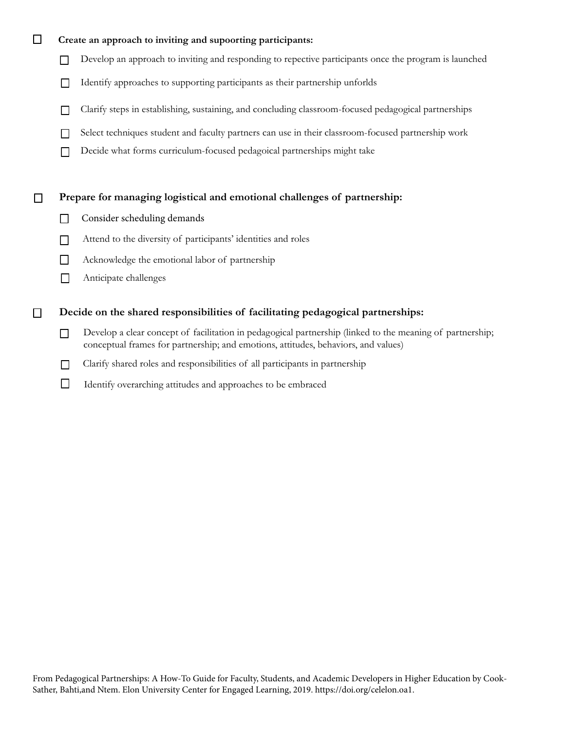- [ ] **Create an approach to inviting and supoorting participants:**
    - [ ] Develop an approach to inviting and responding to repective participants once the program is launched
    - [ ] Identify approaches to supporting participants as their partnership unforlds
    - [ ] Clarify steps in establishing, sustaining, and concluding classroom-focused pedagogical partnerships
    - [ ] Select techniques student and faculty partners can use in their classroom-focused partnership work
    - [ ] Decide what forms curriculum-focused pedagoical partnerships might take

- [ ] **Prepare for managing logistical and emotional challenges of partnership:**
    - [ ] Consider scheduling demands
    - [ ] Attend to the diversity of participants' identities and roles
    - [ ] Acknowledge the emotional labor of partnership
    - [ ] Anticipate challenges

- [ ] **Decide on the shared responsibilities of facilitating pedagogical partnerships:**
    - [ ] Develop a clear concept of facilitation in pedagogical partnership (linked to the meaning of partnership; conceptual frames for partnership; and emotions, attitudes, behaviors, and values)
    - [ ] Clarify shared roles and responsibilities of all participants in partnership
    - [ ] Identify overarching attitudes and approaches to be embraced

From Pedagogical Partnerships: A How-To Guide for Faculty, Students, and Academic Developers in Higher Education by Cook-Sather, Bahti,and Ntem. Elon University Center for Engaged Learning, 2019. https://doi.org/celelon.oa1.